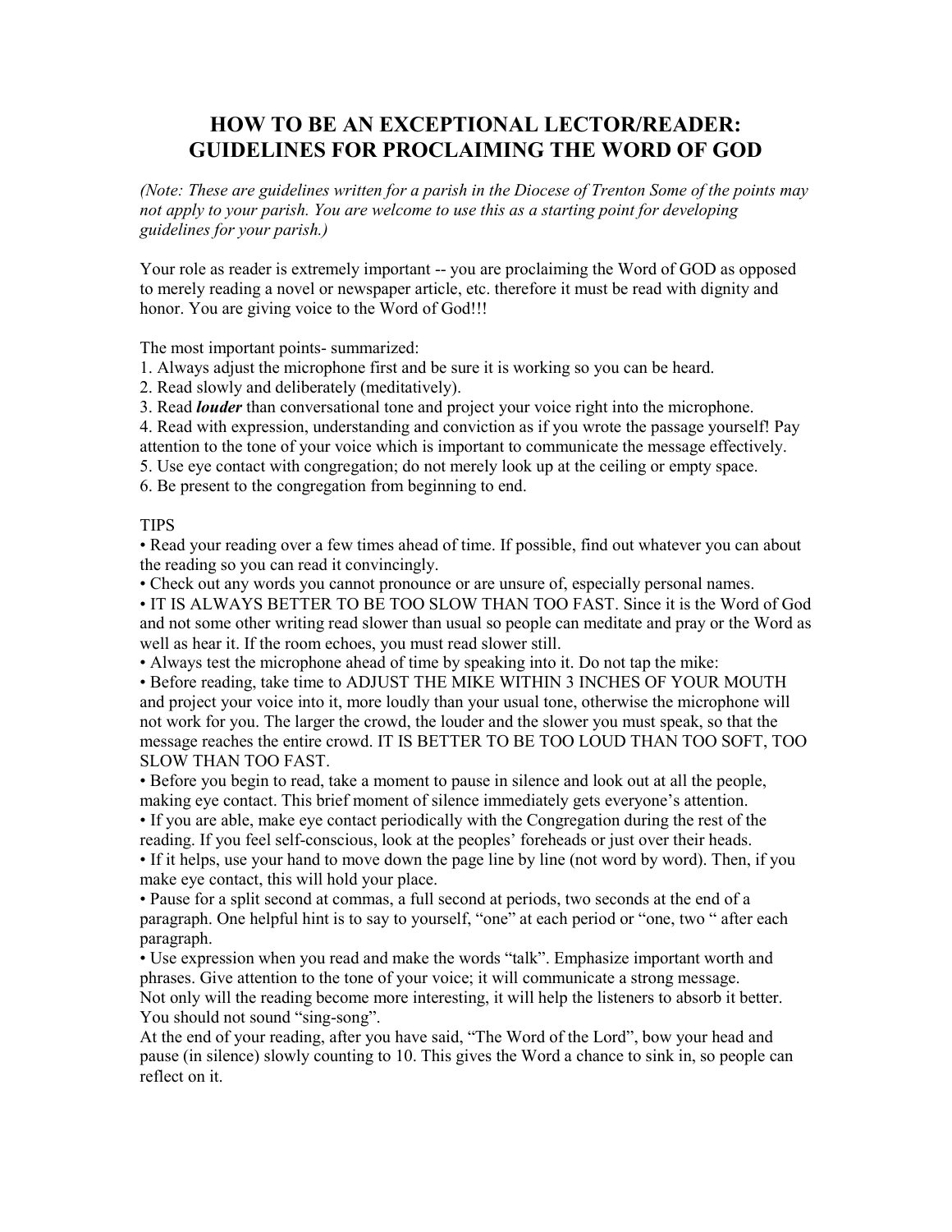# HOW TO BE AN EXCEPTIONAL LECTOR/READER: GUIDELINES FOR PROCLAIMING THE WORD OF GOD

*(Note: These are guidelines written for a parish in the Diocese of Trenton Some of the points may not apply to your parish. You are welcome to use this as a starting point for developing guidelines for your parish.)*

Your role as reader is extremely important -- you are proclaiming the Word of GOD as opposed to merely reading a novel or newspaper article, etc. therefore it must be read with dignity and honor. You are giving voice to the Word of God!!!

The most important points- summarized:

1. Always adjust the microphone first and be sure it is working so you can be heard.
2. Read slowly and deliberately (meditatively).
3. Read ***louder*** than conversational tone and project your voice right into the microphone.
4. Read with expression, understanding and conviction as if you wrote the passage yourself! Pay attention to the tone of your voice which is important to communicate the message effectively.
5. Use eye contact with congregation; do not merely look up at the ceiling or empty space.
6. Be present to the congregation from beginning to end.

TIPS

- Read your reading over a few times ahead of time. If possible, find out whatever you can about the reading so you can read it convincingly.
- Check out any words you cannot pronounce or are unsure of, especially personal names.
- IT IS ALWAYS BETTER TO BE TOO SLOW THAN TOO FAST. Since it is the Word of God and not some other writing read slower than usual so people can meditate and pray or the Word as well as hear it. If the room echoes, you must read slower still.
- Always test the microphone ahead of time by speaking into it. Do not tap the mike:
- Before reading, take time to ADJUST THE MIKE WITHIN 3 INCHES OF YOUR MOUTH and project your voice into it, more loudly than your usual tone, otherwise the microphone will not work for you. The larger the crowd, the louder and the slower you must speak, so that the message reaches the entire crowd. IT IS BETTER TO BE TOO LOUD THAN TOO SOFT, TOO SLOW THAN TOO FAST.
- Before you begin to read, take a moment to pause in silence and look out at all the people, making eye contact. This brief moment of silence immediately gets everyone's attention.
- If you are able, make eye contact periodically with the Congregation during the rest of the reading. If you feel self-conscious, look at the peoples' foreheads or just over their heads.
- If it helps, use your hand to move down the page line by line (not word by word). Then, if you make eye contact, this will hold your place.
- Pause for a split second at commas, a full second at periods, two seconds at the end of a paragraph. One helpful hint is to say to yourself, "one" at each period or "one, two " after each paragraph.
- Use expression when you read and make the words "talk". Emphasize important worth and phrases. Give attention to the tone of your voice; it will communicate a strong message.

Not only will the reading become more interesting, it will help the listeners to absorb it better. You should not sound "sing-song".

At the end of your reading, after you have said, "The Word of the Lord", bow your head and pause (in silence) slowly counting to 10. This gives the Word a chance to sink in, so people can reflect on it.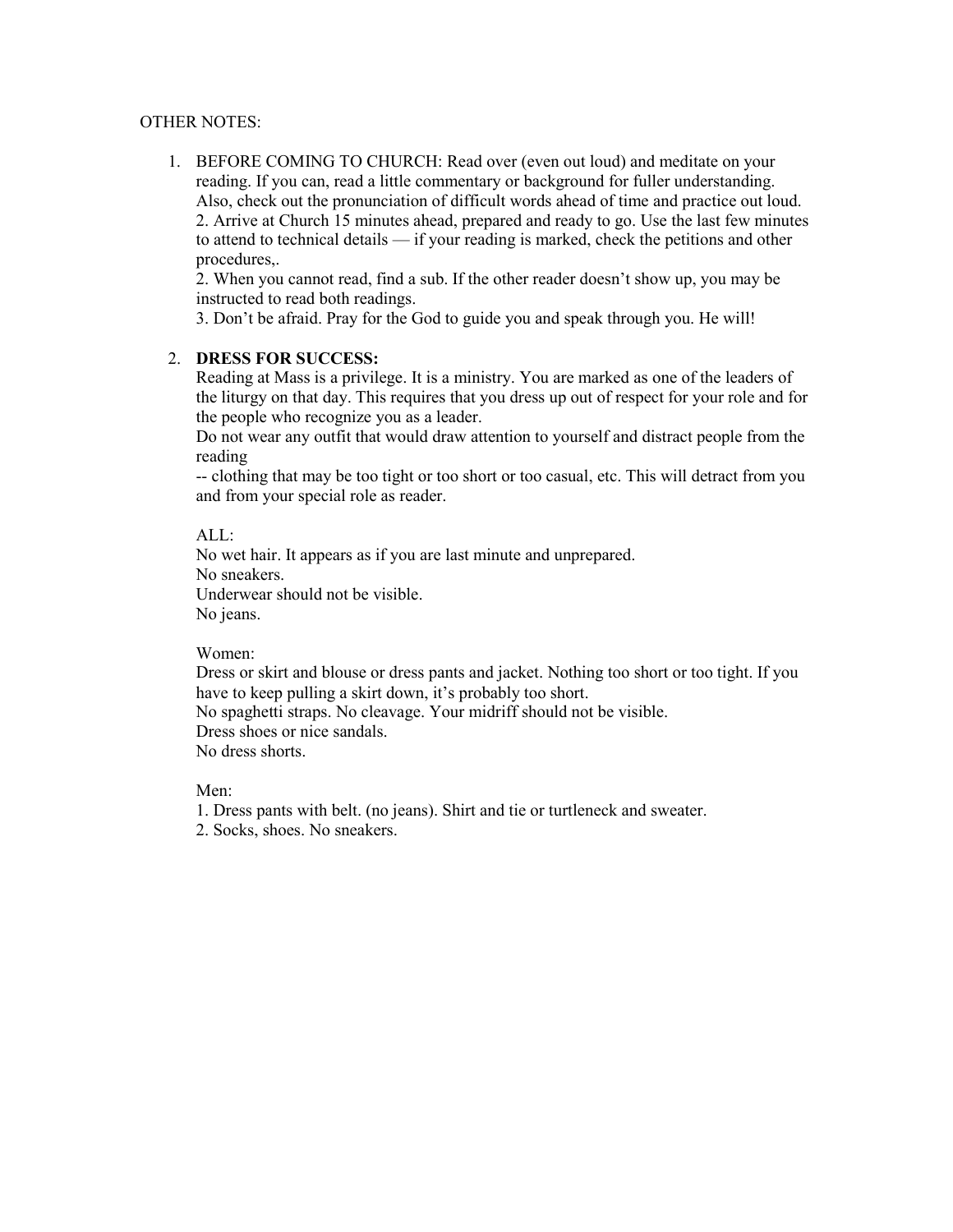OTHER NOTES:

1. BEFORE COMING TO CHURCH: Read over (even out loud) and meditate on your reading. If you can, read a little commentary or background for fuller understanding. Also, check out the pronunciation of difficult words ahead of time and practice out loud.
   2. Arrive at Church 15 minutes ahead, prepared and ready to go. Use the last few minutes to attend to technical details — if your reading is marked, check the petitions and other procedures,.
   2. When you cannot read, find a sub. If the other reader doesn't show up, you may be instructed to read both readings.
   3. Don't be afraid. Pray for the God to guide you and speak through you. He will!

2. **DRESS FOR SUCCESS:**
   Reading at Mass is a privilege. It is a ministry. You are marked as one of the leaders of the liturgy on that day. This requires that you dress up out of respect for your role and for the people who recognize you as a leader.
   Do not wear any outfit that would draw attention to yourself and distract people from the reading
   -- clothing that may be too tight or too short or too casual, etc. This will detract from you and from your special role as reader.

   ALL:
   No wet hair. It appears as if you are last minute and unprepared.
   No sneakers.
   Underwear should not be visible.
   No jeans.

   Women:
   Dress or skirt and blouse or dress pants and jacket. Nothing too short or too tight. If you have to keep pulling a skirt down, it's probably too short.
   No spaghetti straps. No cleavage. Your midriff should not be visible.
   Dress shoes or nice sandals.
   No dress shorts.

   Men:
   1. Dress pants with belt. (no jeans). Shirt and tie or turtleneck and sweater.
   2. Socks, shoes. No sneakers.